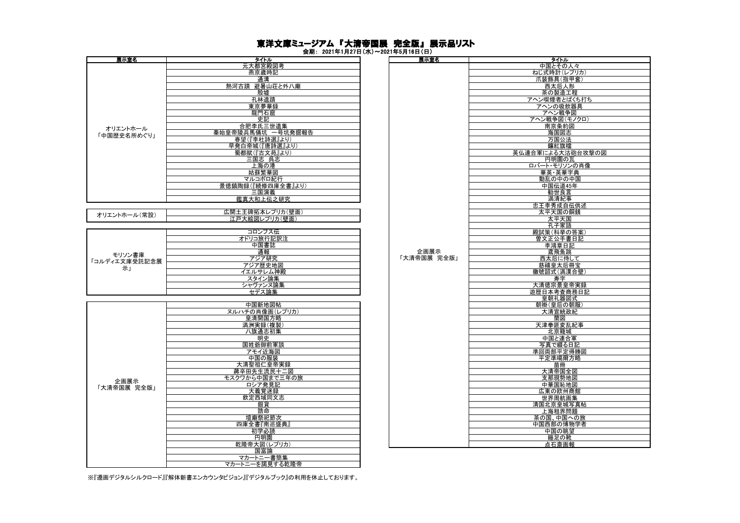# 東洋文庫ミュージアム『大清帝国展　完全版』展示品リスト

会期：2021年1月27日（水）～2021年5月16日（日）

| 展示室名 | タイトル |
|---|---|
| オリエントホール「中国歴史名所めぐり」 | 元大都宮殿図考 |
| | 燕京歳時記 |
| | 通溝 |
| | 熱河古蹟　避暑山荘と外八廟 |
| | 殷墟 |
| | 孔林遺蹟 |
| | 東京夢華録 |
| | 龍門石窟 |
| | 史記 |
| | 合肥李氏三世遺集 |
| | 秦始皇帝陵兵馬俑坑　一号坑発掘報告 |
| | 春望（『李杜詩選』より） |
| | 早発白帝城（『唐詩選』より） |
| | 蜀都賦（『古文苑』より） |
| | 三国志　呉志 |
| | 上海の港 |
| | 姑蘇繁華図 |
| | マルコポロ紀行 |
| | 景徳鎮陶録（『続修四庫全書』より） |
| | 三国演義 |
| | 鑑真大和上伝之研究 |

| 展示室名 | タイトル |
|---|---|
| オリエントホール（常設） | 広開土王碑拓本レプリカ（壁面） |
| | 江戸大絵図レプリカ（壁面） |

| 展示室名 | タイトル |
|---|---|
| モリソン書庫「コルディエ文庫受託記念展示」 | コロンブス伝 |
| | オドリコ旅行記訳注 |
| | 中国書誌 |
| | 通報 |
| | アジア研究 |
| | アジア歴史地図 |
| | イエルサレム神殿 |
| | スタイン論集 |
| | シャヴァンヌ論集 |
| | セデス論集 |

| 展示室名 | タイトル |
|---|---|
| 企画展示「大清帝国展　完全版」 | 中国新地図帖 |
| | ヌルハチの肖像画（レプリカ） |
| | 皇清開国方略 |
| | 満洲実録（複製） |
| | 八旗通志初集 |
| | 明史 |
| | 国姓爺御前軍談 |
| | アモイ近海図 |
| | 中国の服装 |
| | 大清聖祖仁皇帝実録 |
| | 蔣辛田先生流民十二図 |
| | モスクワから中国まで三年の旅 |
| | ロシア発見記 |
| | 大義覚迷録 |
| | 欽定西域同文志 |
| | 銀貨 |
| | 誥命 |
| | 壇廟祭祀節次 |
| | 四庫全書『南巡盛典』 |
| | 初学必読 |
| | 円明園 |
| | 乾隆帝大図（レプリカ） |
| | 国富論 |
| | マカートニー書簡集 |
| | マカートニーを謁見する乾隆帝 |
| | 中国とその人々 |
| | ねじ式時計（レプリカ） |
| | 爪装飾具（指甲套） |
| | 西太后人形 |
| | 茶の製造工程 |
| | アヘン喫煙者とばくち打ち |
| | アヘンの吸飲器具 |
| | アヘン戦争図 |
| | アヘン戦争図（モノクロ） |
| | 南京条約図 |
| | 海国図志 |
| | 万国公法 |
| | 鑲紅旗檔 |
| | 英仏連合軍による大沽砲台攻撃の図 |
| | 円明園の瓦 |
| | ロバート・モリソンの肖像 |
| | 華英・英華字典 |
| | 動乱の中の中国 |
| | 中国伝道45年 |
| | 勧世良言 |
| | 満清紀事 |
| | 忠王李秀成自伝供述 |
| | 太平天国の銅銭 |
| | 太平天国 |
| | 孔子家語 |
| | 殿試策（科挙の答案） |
| | 曽文正公手書日記 |
| | 李鴻章日記 |
| | 鳶飛魚躍 |
| | 西太后に侍して |
| | 慈禧皇太后冊宝 |
| | 徽號詔式（満漢合璧） |
| | 寿字 |
| | 大清徳宗景皇帝実録 |
| | 遊歴日本考査商務日記 |
| | 皇朝礼器図式 |
| | 朝褂（皇后の朝服） |
| | 大清宣統政紀 |
| | 蘭図 |
| | 天津拳匪変乱紀事 |
| | 北京籠城 |
| | 中国と連合軍 |
| | 写真で綴る日記 |
| | 準回両部平定得勝図 |
| | 平定準噶爾方略 |
| | 苗冊 |
| | 大清帝国全図 |
| | 支那現勢地図 |
| | 中華国恥地図 |
| | 広東の欧州商館 |
| | 世界周航画集 |
| | 清国北京皇城写真帖 |
| | 上海租界問題 |
| | 茶の国、中国への旅 |
| | 中国西部の博物学者 |
| | 中国の眺望 |
| | 纏足の靴 |
| | 点石斎画報 |

※『遷画デジタルシルクロード』『解体新書エンカウンタビジョン』『デジタルブック』の利用を休止しております。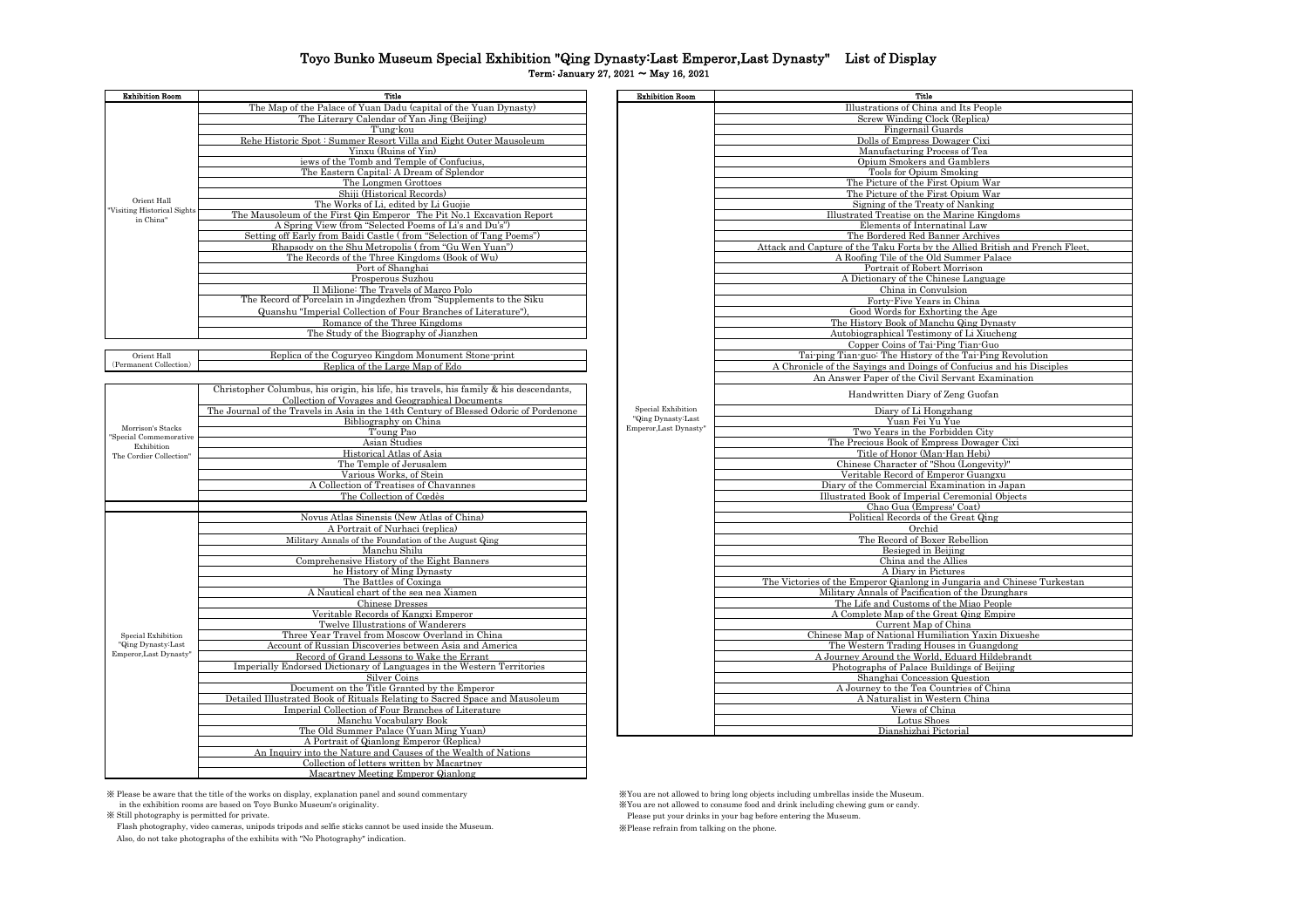# Toyo Bunko Museum Special Exhibition "Qing Dynasty:Last Emperor,Last Dynasty"　List of Display

Term: January 27, 2021 ～ May 16, 2021

| Exhibition Room | Title |
|---|---|
| Orient Hall "Visiting Historical Sights in China" | The Map of the Palace of Yuan Dadu (capital of the Yuan Dynasty) |
| | The Literary Calendar of Yan Jing (Beijing) |
| | T'ung-kou |
| | Rehe Historic Spot : Summer Resort Villa and Eight Outer Mausoleum |
| | Yinxu (Ruins of Yin) |
| | iews of the Tomb and Temple of Confucius, |
| | The Eastern Capital: A Dream of Splendor |
| | The Longmen Grottoes |
| | Shiji (Historical Records) |
| | The Works of Li, edited by Li Guojie |
| | The Mausoleum of the First Qin Emperor The Pit No.1 Excavation Report |
| | A Spring View (from "Selected Poems of Li's and Du's") |
| | Setting off Early from Baidi Castle ( from "Selection of Tang Poems") |
| | Rhapsody on the Shu Metropolis ( from "Gu Wen Yuan") |
| | The Records of the Three Kingdoms (Book of Wu) |
| | Port of Shanghai |
| | Prosperous Suzhou |
| | Il Milione: The Travels of Marco Polo |
| | The Record of Porcelain in Jingdezhen (from "Supplements to the Siku Quanshu "Imperial Collection of Four Branches of Literature"), |
| | Romance of the Three Kingdoms |
| | The Study of the Biography of Jianzhen |

| Exhibition Room | Title |
|---|---|
| Orient Hall (Permanent Collection) | Replica of the Coguryeo Kingdom Monument Stone-print |
| | Replica of the Large Map of Edo |

| Exhibition Room | Title |
|---|---|
| Morrison's Stacks "Special Commemorative Exhibition The Cordier Collection" | Christopher Columbus, his origin, his life, his travels, his family & his descendants, Collection of Voyages and Geographical Documents |
| | The Journal of the Travels in Asia in the 14th Century of Blessed Odoric of Pordenone |
| | Bibliography on China |
| | T'oung Pao |
| | Asian Studies |
| | Historical Atlas of Asia |
| | The Temple of Jerusalem |
| | Various Works, of Stein |
| | A Collection of Treatises of Chavannes |
| | The Collection of Cœdès |

| Exhibition Room | Title |
|---|---|
| Special Exhibition "Qing Dynasty:Last Emperor,Last Dynasty" | Novus Atlas Sinensis (New Atlas of China) |
| | A Portrait of Nurhaci (replica) |
| | Military Annals of the Foundation of the August Qing |
| | Manchu Shilu |
| | Comprehensive History of the Eight Banners |
| | he History of Ming Dynasty |
| | The Battles of Coxinga |
| | A Nautical chart of the sea nea Xiamen |
| | Chinese Dresses |
| | Veritable Records of Kangxi Emperor |
| | Twelve Illustrations of Wanderers |
| | Three Year Travel from Moscow Overland in China |
| | Account of Russian Discoveries between Asia and America |
| | Record of Grand Lessons to Wake the Errant |
| | Imperially Endorsed Dictionary of Languages in the Western Territories |
| | Silver Coins |
| | Document on the Title Granted by the Emperor |
| | Detailed Illustrated Book of Rituals Relating to Sacred Space and Mausoleum |
| | Imperial Collection of Four Branches of Literature |
| | Manchu Vocabulary Book |
| | The Old Summer Palace (Yuan Ming Yuan) |
| | A Portrait of Qianlong Emperor (Replica) |
| | An Inquiry into the Nature and Causes of the Wealth of Nations |
| | Collection of letters written by Macartney |
| | Macartney Meeting Emperor Qianlong |

| Exhibition Room | Title |
|---|---|
| Special Exhibition "Qing Dynasty:Last Emperor,Last Dynasty" | Illustrations of China and Its People |
| | Screw Winding Clock (Replica) |
| | Fingernail Guards |
| | Dolls of Empress Dowager Cixi |
| | Manufacturing Process of Tea |
| | Opium Smokers and Gamblers |
| | Tools for Opium Smoking |
| | The Picture of the First Opium War |
| | The Picture of the First Opium War |
| | Signing of the Treaty of Nanking |
| | Illustrated Treatise on the Marine Kingdoms |
| | Elements of Internatinal Law |
| | The Bordered Red Banner Archives |
| | Attack and Capture of the Taku Forts by the Allied British and French Fleet, |
| | A Roofing Tile of the Old Summer Palace |
| | Portrait of Robert Morrison |
| | A Dictionary of the Chinese Language |
| | China in Convulsion |
| | Forty-Five Years in China |
| | Good Words for Exhorting the Age |
| | The History Book of Manchu Qing Dynasty |
| | Autobiographical Testimony of Li Xiucheng |
| | Copper Coins of Tai-Ping Tian-Guo |
| | Tai-ping Tian-guo: The History of the Tai-Ping Revolution |
| | A Chronicle of the Sayings and Doings of Confucius and his Disciples |
| | An Answer Paper of the Civil Servant Examination |
| | Handwritten Diary of Zeng Guofan |
| | Diary of Li Hongzhang |
| | Yuan Fei Yu Yue |
| | Two Years in the Forbidden City |
| | The Precious Book of Empress Dowager Cixi |
| | Title of Honor (Man-Han Hebi) |
| | Chinese Character of "Shou (Longevity)" |
| | Veritable Record of Emperor Guangxu |
| | Diary of the Commercial Examination in Japan |
| | Illustrated Book of Imperial Ceremonial Objects |
| | Chao Gua (Empress' Coat) |
| | Political Records of the Great Qing |
| | Orchid |
| | The Record of Boxer Rebellion |
| | Besieged in Beijing |
| | China and the Allies |
| | A Diary in Pictures |
| | The Victories of the Emperor Qianlong in Jungaria and Chinese Turkestan |
| | Military Annals of Pacification of the Dzunghars |
| | The Life and Customs of the Miao People |
| | A Complete Map of the Great Qing Empire |
| | Current Map of China |
| | Chinese Map of National Humiliation Yaxin Dixueshe |
| | The Western Trading Houses in Guangdong |
| | A Journey Around the World, Eduard Hildebrandt |
| | Photographs of Palace Buildings of Beijing |
| | Shanghai Concession Question |
| | A Journey to the Tea Countries of China |
| | A Naturalist in Western China |
| | Views of China |
| | Lotus Shoes |
| | Dianshizhai Pictorial |

※ Please be aware that the title of the works on display, explanation panel and sound commentary in the exhibition rooms are based on Toyo Bunko Museum's originality.

※ Still photography is permitted for private.
Flash photography, video cameras, unipods tripods and selfie sticks cannot be used inside the Museum.
Also, do not take photographs of the exhibits with "No Photography" indication.

※You are not allowed to bring long objects including umbrellas inside the Museum.

※You are not allowed to consume food and drink including chewing gum or candy.
Please put your drinks in your bag before entering the Museum.

※Please refrain from talking on the phone.